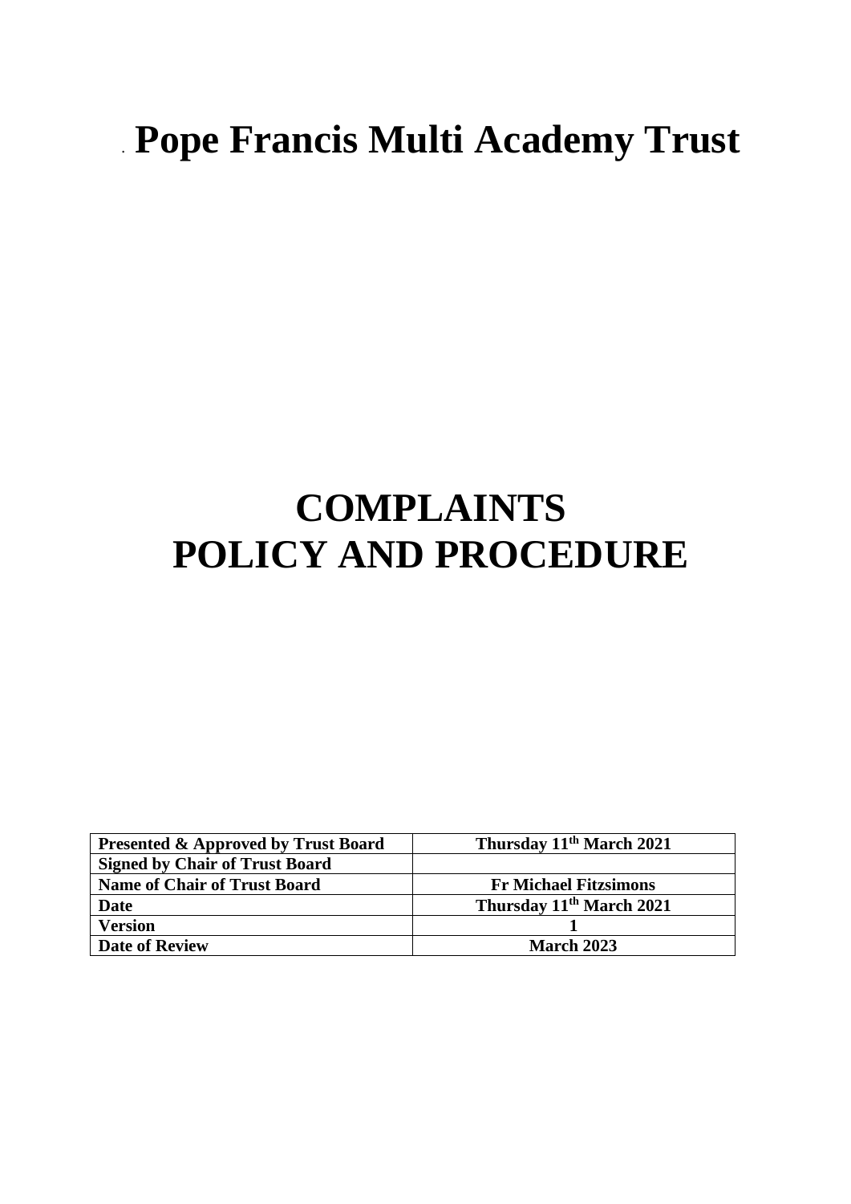# Pope Francis Multi Academy Trust

# COMPLAINTS POLICY AND PROCEDURE

| | |
|---|---|
| **Presented & Approved by Trust Board** | **Thursday 11th March 2021** |
| **Signed by Chair of Trust Board** | |
| **Name of Chair of Trust Board** | **Fr Michael Fitzsimons** |
| **Date** | **Thursday 11th March 2021** |
| **Version** | **1** |
| **Date of Review** | **March 2023** |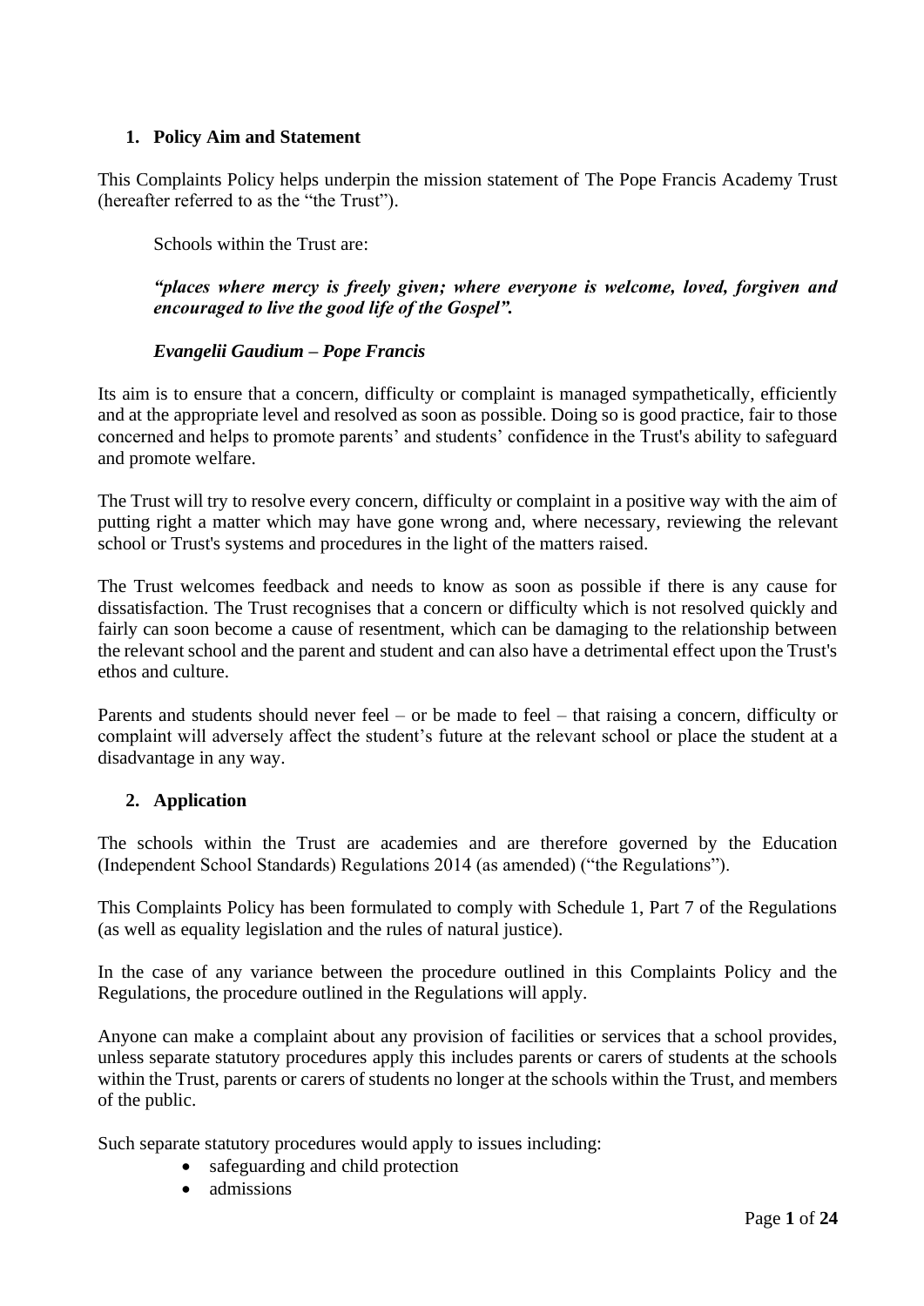## 1. Policy Aim and Statement

This Complaints Policy helps underpin the mission statement of The Pope Francis Academy Trust (hereafter referred to as the "the Trust").

> Schools within the Trust are:
>
> ***"places where mercy is freely given; where everyone is welcome, loved, forgiven and encouraged to live the good life of the Gospel".***
>
> ***Evangelii Gaudium – Pope Francis***

Its aim is to ensure that a concern, difficulty or complaint is managed sympathetically, efficiently and at the appropriate level and resolved as soon as possible. Doing so is good practice, fair to those concerned and helps to promote parents' and students' confidence in the Trust's ability to safeguard and promote welfare.

The Trust will try to resolve every concern, difficulty or complaint in a positive way with the aim of putting right a matter which may have gone wrong and, where necessary, reviewing the relevant school or Trust's systems and procedures in the light of the matters raised.

The Trust welcomes feedback and needs to know as soon as possible if there is any cause for dissatisfaction. The Trust recognises that a concern or difficulty which is not resolved quickly and fairly can soon become a cause of resentment, which can be damaging to the relationship between the relevant school and the parent and student and can also have a detrimental effect upon the Trust's ethos and culture.

Parents and students should never feel – or be made to feel – that raising a concern, difficulty or complaint will adversely affect the student's future at the relevant school or place the student at a disadvantage in any way.

## 2. Application

The schools within the Trust are academies and are therefore governed by the Education (Independent School Standards) Regulations 2014 (as amended) ("the Regulations").

This Complaints Policy has been formulated to comply with Schedule 1, Part 7 of the Regulations (as well as equality legislation and the rules of natural justice).

In the case of any variance between the procedure outlined in this Complaints Policy and the Regulations, the procedure outlined in the Regulations will apply.

Anyone can make a complaint about any provision of facilities or services that a school provides, unless separate statutory procedures apply this includes parents or carers of students at the schools within the Trust, parents or carers of students no longer at the schools within the Trust, and members of the public.

Such separate statutory procedures would apply to issues including:

- safeguarding and child protection
- admissions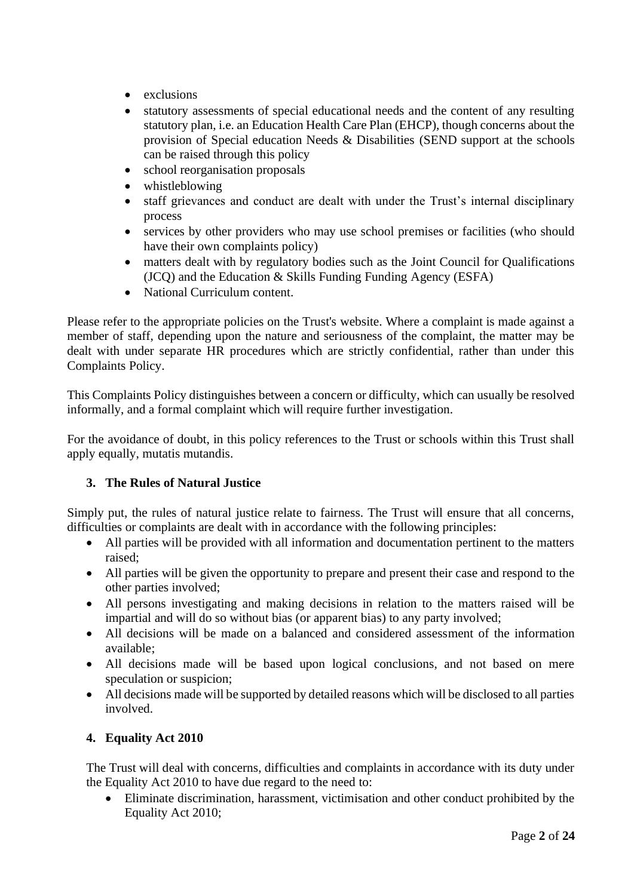- exclusions
- statutory assessments of special educational needs and the content of any resulting statutory plan, i.e. an Education Health Care Plan (EHCP), though concerns about the provision of Special education Needs & Disabilities (SEND support at the schools can be raised through this policy
- school reorganisation proposals
- whistleblowing
- staff grievances and conduct are dealt with under the Trust's internal disciplinary process
- services by other providers who may use school premises or facilities (who should have their own complaints policy)
- matters dealt with by regulatory bodies such as the Joint Council for Qualifications (JCQ) and the Education & Skills Funding Funding Agency (ESFA)
- National Curriculum content.

Please refer to the appropriate policies on the Trust's website. Where a complaint is made against a member of staff, depending upon the nature and seriousness of the complaint, the matter may be dealt with under separate HR procedures which are strictly confidential, rather than under this Complaints Policy.

This Complaints Policy distinguishes between a concern or difficulty, which can usually be resolved informally, and a formal complaint which will require further investigation.

For the avoidance of doubt, in this policy references to the Trust or schools within this Trust shall apply equally, mutatis mutandis.

## 3. The Rules of Natural Justice

Simply put, the rules of natural justice relate to fairness. The Trust will ensure that all concerns, difficulties or complaints are dealt with in accordance with the following principles:

- All parties will be provided with all information and documentation pertinent to the matters raised;
- All parties will be given the opportunity to prepare and present their case and respond to the other parties involved;
- All persons investigating and making decisions in relation to the matters raised will be impartial and will do so without bias (or apparent bias) to any party involved;
- All decisions will be made on a balanced and considered assessment of the information available;
- All decisions made will be based upon logical conclusions, and not based on mere speculation or suspicion;
- All decisions made will be supported by detailed reasons which will be disclosed to all parties involved.

## 4. Equality Act 2010

The Trust will deal with concerns, difficulties and complaints in accordance with its duty under the Equality Act 2010 to have due regard to the need to:

- Eliminate discrimination, harassment, victimisation and other conduct prohibited by the Equality Act 2010;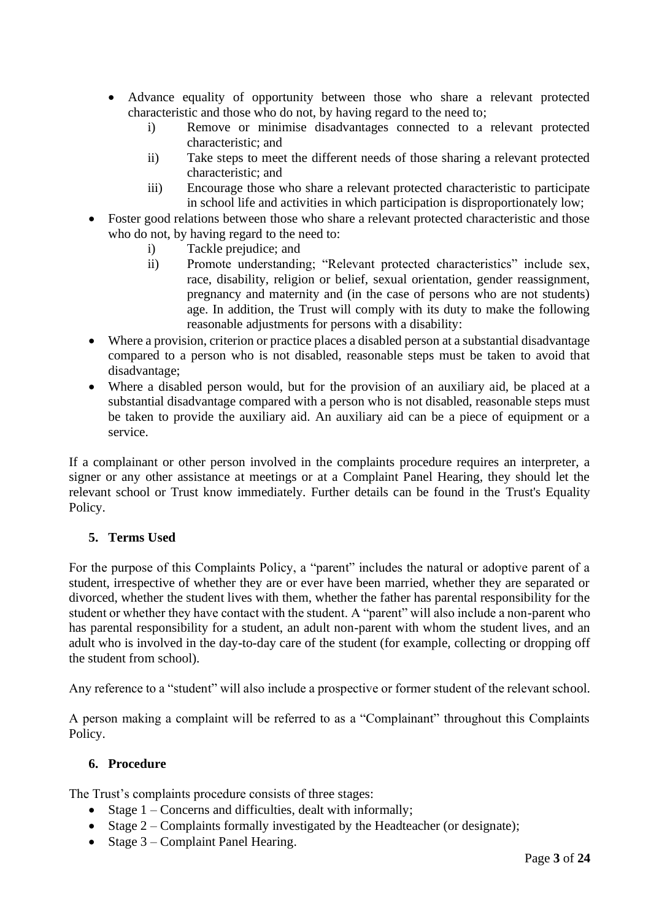- Advance equality of opportunity between those who share a relevant protected characteristic and those who do not, by having regard to the need to;
    - i) Remove or minimise disadvantages connected to a relevant protected characteristic; and
    - ii) Take steps to meet the different needs of those sharing a relevant protected characteristic; and
    - iii) Encourage those who share a relevant protected characteristic to participate in school life and activities in which participation is disproportionately low;
- Foster good relations between those who share a relevant protected characteristic and those who do not, by having regard to the need to:
    - i) Tackle prejudice; and
    - ii) Promote understanding; "Relevant protected characteristics" include sex, race, disability, religion or belief, sexual orientation, gender reassignment, pregnancy and maternity and (in the case of persons who are not students) age. In addition, the Trust will comply with its duty to make the following reasonable adjustments for persons with a disability:
- Where a provision, criterion or practice places a disabled person at a substantial disadvantage compared to a person who is not disabled, reasonable steps must be taken to avoid that disadvantage;
- Where a disabled person would, but for the provision of an auxiliary aid, be placed at a substantial disadvantage compared with a person who is not disabled, reasonable steps must be taken to provide the auxiliary aid. An auxiliary aid can be a piece of equipment or a service.

If a complainant or other person involved in the complaints procedure requires an interpreter, a signer or any other assistance at meetings or at a Complaint Panel Hearing, they should let the relevant school or Trust know immediately. Further details can be found in the Trust's Equality Policy.

## 5. Terms Used

For the purpose of this Complaints Policy, a "parent" includes the natural or adoptive parent of a student, irrespective of whether they are or ever have been married, whether they are separated or divorced, whether the student lives with them, whether the father has parental responsibility for the student or whether they have contact with the student. A "parent" will also include a non-parent who has parental responsibility for a student, an adult non-parent with whom the student lives, and an adult who is involved in the day-to-day care of the student (for example, collecting or dropping off the student from school).

Any reference to a "student" will also include a prospective or former student of the relevant school.

A person making a complaint will be referred to as a "Complainant" throughout this Complaints Policy.

## 6. Procedure

The Trust's complaints procedure consists of three stages:

- Stage 1 – Concerns and difficulties, dealt with informally;
- Stage 2 – Complaints formally investigated by the Headteacher (or designate);
- Stage 3 – Complaint Panel Hearing.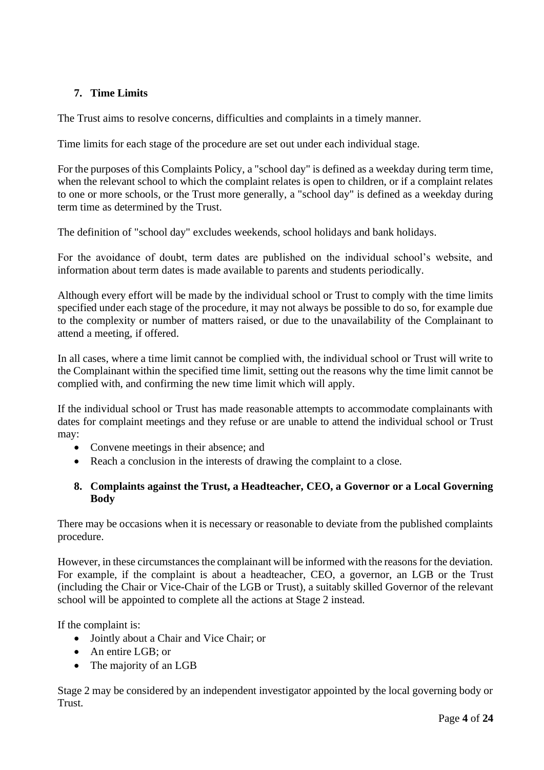## 7. Time Limits

The Trust aims to resolve concerns, difficulties and complaints in a timely manner.

Time limits for each stage of the procedure are set out under each individual stage.

For the purposes of this Complaints Policy, a "school day" is defined as a weekday during term time, when the relevant school to which the complaint relates is open to children, or if a complaint relates to one or more schools, or the Trust more generally, a "school day" is defined as a weekday during term time as determined by the Trust.

The definition of "school day" excludes weekends, school holidays and bank holidays.

For the avoidance of doubt, term dates are published on the individual school's website, and information about term dates is made available to parents and students periodically.

Although every effort will be made by the individual school or Trust to comply with the time limits specified under each stage of the procedure, it may not always be possible to do so, for example due to the complexity or number of matters raised, or due to the unavailability of the Complainant to attend a meeting, if offered.

In all cases, where a time limit cannot be complied with, the individual school or Trust will write to the Complainant within the specified time limit, setting out the reasons why the time limit cannot be complied with, and confirming the new time limit which will apply.

If the individual school or Trust has made reasonable attempts to accommodate complainants with dates for complaint meetings and they refuse or are unable to attend the individual school or Trust may:

- Convene meetings in their absence; and
- Reach a conclusion in the interests of drawing the complaint to a close.

## 8. Complaints against the Trust, a Headteacher, CEO, a Governor or a Local Governing Body

There may be occasions when it is necessary or reasonable to deviate from the published complaints procedure.

However, in these circumstances the complainant will be informed with the reasons for the deviation. For example, if the complaint is about a headteacher, CEO, a governor, an LGB or the Trust (including the Chair or Vice-Chair of the LGB or Trust), a suitably skilled Governor of the relevant school will be appointed to complete all the actions at Stage 2 instead.

If the complaint is:

- Jointly about a Chair and Vice Chair; or
- An entire LGB; or
- The majority of an LGB

Stage 2 may be considered by an independent investigator appointed by the local governing body or Trust.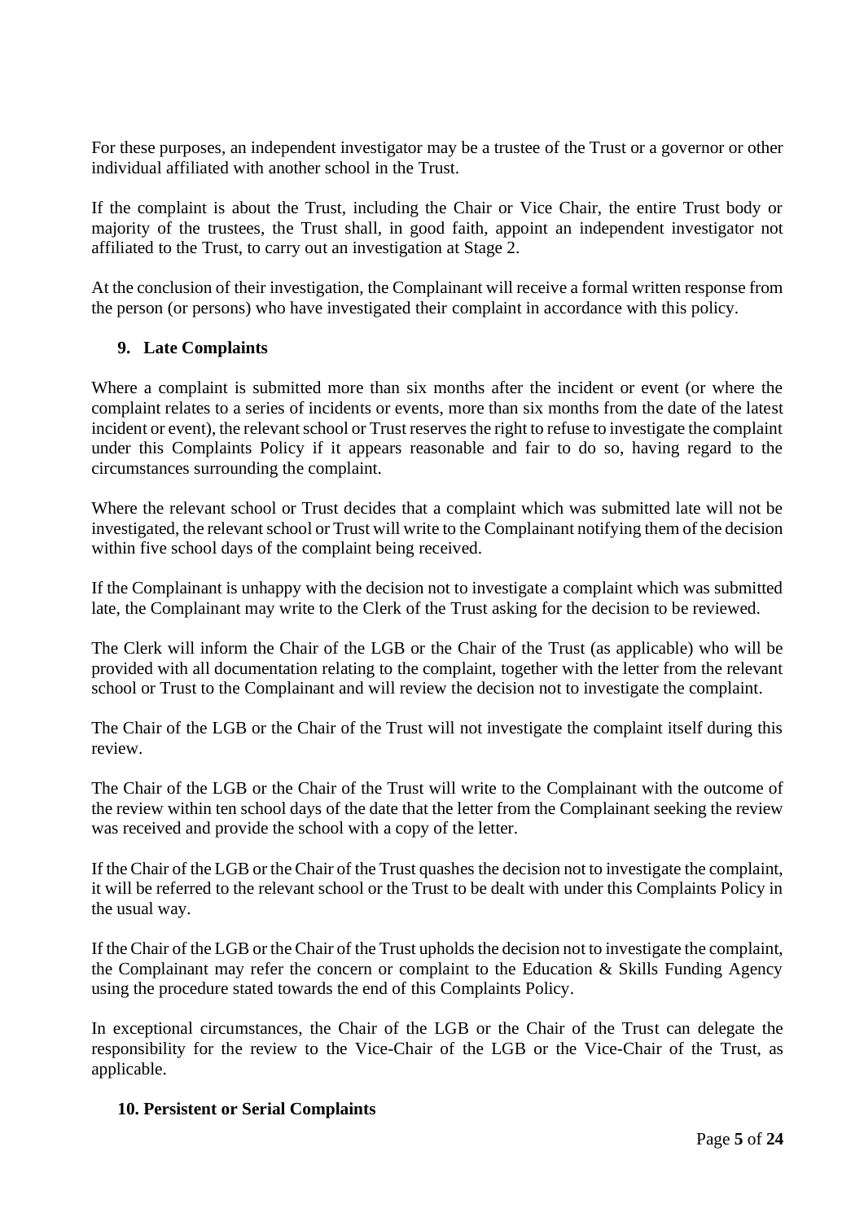For these purposes, an independent investigator may be a trustee of the Trust or a governor or other individual affiliated with another school in the Trust.

If the complaint is about the Trust, including the Chair or Vice Chair, the entire Trust body or majority of the trustees, the Trust shall, in good faith, appoint an independent investigator not affiliated to the Trust, to carry out an investigation at Stage 2.

At the conclusion of their investigation, the Complainant will receive a formal written response from the person (or persons) who have investigated their complaint in accordance with this policy.

## 9. Late Complaints

Where a complaint is submitted more than six months after the incident or event (or where the complaint relates to a series of incidents or events, more than six months from the date of the latest incident or event), the relevant school or Trust reserves the right to refuse to investigate the complaint under this Complaints Policy if it appears reasonable and fair to do so, having regard to the circumstances surrounding the complaint.

Where the relevant school or Trust decides that a complaint which was submitted late will not be investigated, the relevant school or Trust will write to the Complainant notifying them of the decision within five school days of the complaint being received.

If the Complainant is unhappy with the decision not to investigate a complaint which was submitted late, the Complainant may write to the Clerk of the Trust asking for the decision to be reviewed.

The Clerk will inform the Chair of the LGB or the Chair of the Trust (as applicable) who will be provided with all documentation relating to the complaint, together with the letter from the relevant school or Trust to the Complainant and will review the decision not to investigate the complaint.

The Chair of the LGB or the Chair of the Trust will not investigate the complaint itself during this review.

The Chair of the LGB or the Chair of the Trust will write to the Complainant with the outcome of the review within ten school days of the date that the letter from the Complainant seeking the review was received and provide the school with a copy of the letter.

If the Chair of the LGB or the Chair of the Trust quashes the decision not to investigate the complaint, it will be referred to the relevant school or the Trust to be dealt with under this Complaints Policy in the usual way.

If the Chair of the LGB or the Chair of the Trust upholds the decision not to investigate the complaint, the Complainant may refer the concern or complaint to the Education & Skills Funding Agency using the procedure stated towards the end of this Complaints Policy.

In exceptional circumstances, the Chair of the LGB or the Chair of the Trust can delegate the responsibility for the review to the Vice-Chair of the LGB or the Vice-Chair of the Trust, as applicable.

## 10. Persistent or Serial Complaints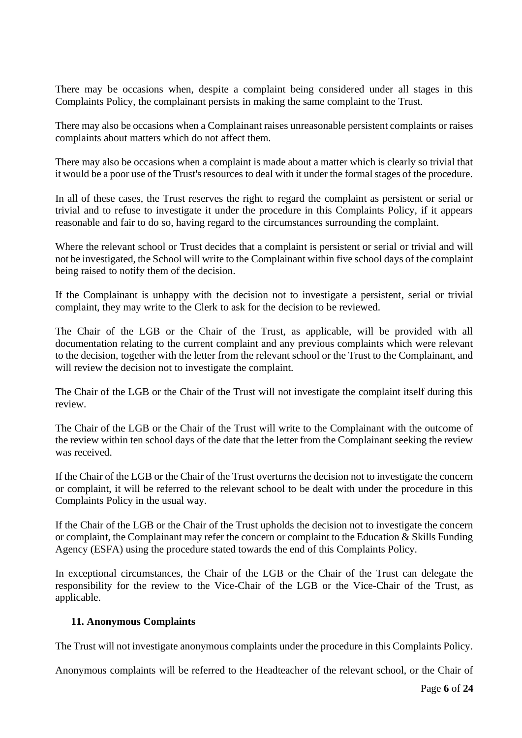There may be occasions when, despite a complaint being considered under all stages in this Complaints Policy, the complainant persists in making the same complaint to the Trust.

There may also be occasions when a Complainant raises unreasonable persistent complaints or raises complaints about matters which do not affect them.

There may also be occasions when a complaint is made about a matter which is clearly so trivial that it would be a poor use of the Trust's resources to deal with it under the formal stages of the procedure.

In all of these cases, the Trust reserves the right to regard the complaint as persistent or serial or trivial and to refuse to investigate it under the procedure in this Complaints Policy, if it appears reasonable and fair to do so, having regard to the circumstances surrounding the complaint.

Where the relevant school or Trust decides that a complaint is persistent or serial or trivial and will not be investigated, the School will write to the Complainant within five school days of the complaint being raised to notify them of the decision.

If the Complainant is unhappy with the decision not to investigate a persistent, serial or trivial complaint, they may write to the Clerk to ask for the decision to be reviewed.

The Chair of the LGB or the Chair of the Trust, as applicable, will be provided with all documentation relating to the current complaint and any previous complaints which were relevant to the decision, together with the letter from the relevant school or the Trust to the Complainant, and will review the decision not to investigate the complaint.

The Chair of the LGB or the Chair of the Trust will not investigate the complaint itself during this review.

The Chair of the LGB or the Chair of the Trust will write to the Complainant with the outcome of the review within ten school days of the date that the letter from the Complainant seeking the review was received.

If the Chair of the LGB or the Chair of the Trust overturns the decision not to investigate the concern or complaint, it will be referred to the relevant school to be dealt with under the procedure in this Complaints Policy in the usual way.

If the Chair of the LGB or the Chair of the Trust upholds the decision not to investigate the concern or complaint, the Complainant may refer the concern or complaint to the Education & Skills Funding Agency (ESFA) using the procedure stated towards the end of this Complaints Policy.

In exceptional circumstances, the Chair of the LGB or the Chair of the Trust can delegate the responsibility for the review to the Vice-Chair of the LGB or the Vice-Chair of the Trust, as applicable.

### 11. Anonymous Complaints

The Trust will not investigate anonymous complaints under the procedure in this Complaints Policy.

Anonymous complaints will be referred to the Headteacher of the relevant school, or the Chair of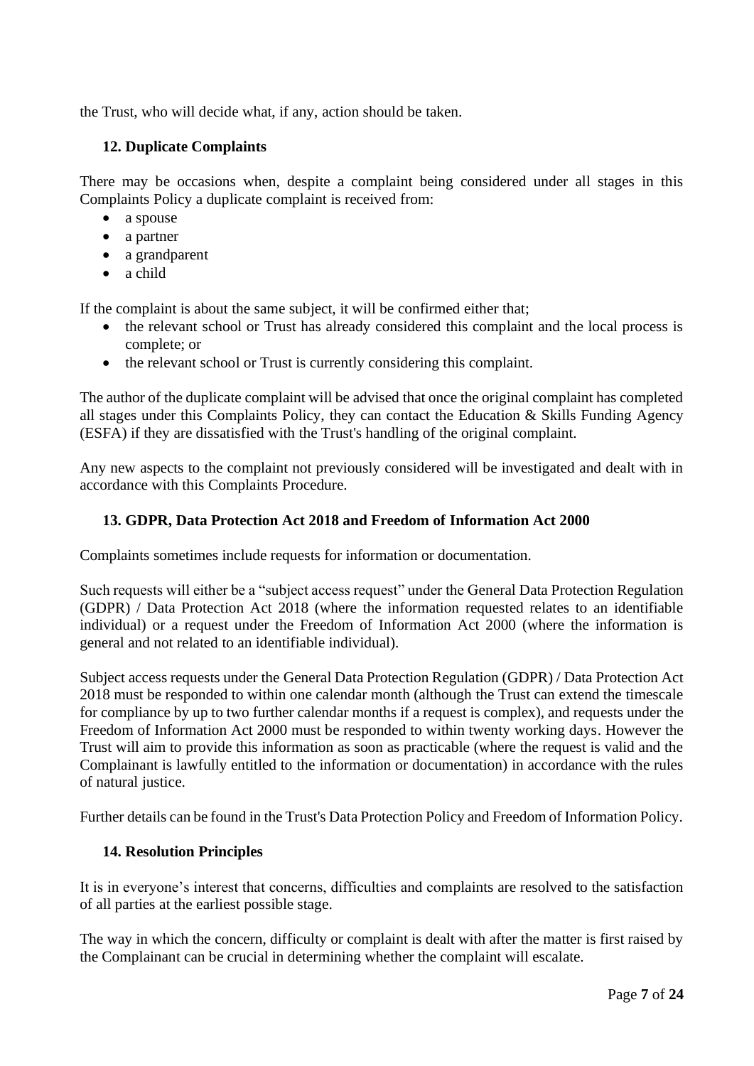the Trust, who will decide what, if any, action should be taken.

### 12. Duplicate Complaints

There may be occasions when, despite a complaint being considered under all stages in this Complaints Policy a duplicate complaint is received from:

- a spouse
- a partner
- a grandparent
- a child

If the complaint is about the same subject, it will be confirmed either that;

- the relevant school or Trust has already considered this complaint and the local process is complete; or
- the relevant school or Trust is currently considering this complaint.

The author of the duplicate complaint will be advised that once the original complaint has completed all stages under this Complaints Policy, they can contact the Education & Skills Funding Agency (ESFA) if they are dissatisfied with the Trust's handling of the original complaint.

Any new aspects to the complaint not previously considered will be investigated and dealt with in accordance with this Complaints Procedure.

### 13. GDPR, Data Protection Act 2018 and Freedom of Information Act 2000

Complaints sometimes include requests for information or documentation.

Such requests will either be a "subject access request" under the General Data Protection Regulation (GDPR) / Data Protection Act 2018 (where the information requested relates to an identifiable individual) or a request under the Freedom of Information Act 2000 (where the information is general and not related to an identifiable individual).

Subject access requests under the General Data Protection Regulation (GDPR) / Data Protection Act 2018 must be responded to within one calendar month (although the Trust can extend the timescale for compliance by up to two further calendar months if a request is complex), and requests under the Freedom of Information Act 2000 must be responded to within twenty working days. However the Trust will aim to provide this information as soon as practicable (where the request is valid and the Complainant is lawfully entitled to the information or documentation) in accordance with the rules of natural justice.

Further details can be found in the Trust's Data Protection Policy and Freedom of Information Policy.

### 14. Resolution Principles

It is in everyone's interest that concerns, difficulties and complaints are resolved to the satisfaction of all parties at the earliest possible stage.

The way in which the concern, difficulty or complaint is dealt with after the matter is first raised by the Complainant can be crucial in determining whether the complaint will escalate.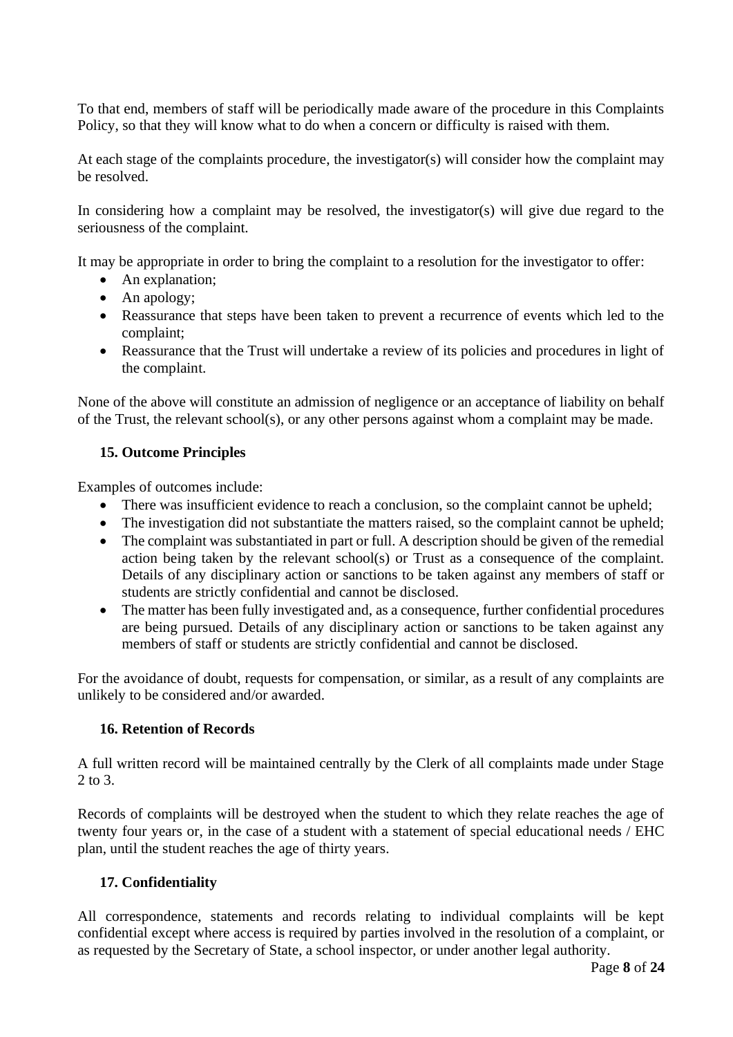To that end, members of staff will be periodically made aware of the procedure in this Complaints Policy, so that they will know what to do when a concern or difficulty is raised with them.

At each stage of the complaints procedure, the investigator(s) will consider how the complaint may be resolved.

In considering how a complaint may be resolved, the investigator(s) will give due regard to the seriousness of the complaint.

It may be appropriate in order to bring the complaint to a resolution for the investigator to offer:

- An explanation;
- An apology;
- Reassurance that steps have been taken to prevent a recurrence of events which led to the complaint;
- Reassurance that the Trust will undertake a review of its policies and procedures in light of the complaint.

None of the above will constitute an admission of negligence or an acceptance of liability on behalf of the Trust, the relevant school(s), or any other persons against whom a complaint may be made.

### 15. Outcome Principles

Examples of outcomes include:

- There was insufficient evidence to reach a conclusion, so the complaint cannot be upheld;
- The investigation did not substantiate the matters raised, so the complaint cannot be upheld;
- The complaint was substantiated in part or full. A description should be given of the remedial action being taken by the relevant school(s) or Trust as a consequence of the complaint. Details of any disciplinary action or sanctions to be taken against any members of staff or students are strictly confidential and cannot be disclosed.
- The matter has been fully investigated and, as a consequence, further confidential procedures are being pursued. Details of any disciplinary action or sanctions to be taken against any members of staff or students are strictly confidential and cannot be disclosed.

For the avoidance of doubt, requests for compensation, or similar, as a result of any complaints are unlikely to be considered and/or awarded.

### 16. Retention of Records

A full written record will be maintained centrally by the Clerk of all complaints made under Stage 2 to 3.

Records of complaints will be destroyed when the student to which they relate reaches the age of twenty four years or, in the case of a student with a statement of special educational needs / EHC plan, until the student reaches the age of thirty years.

### 17. Confidentiality

All correspondence, statements and records relating to individual complaints will be kept confidential except where access is required by parties involved in the resolution of a complaint, or as requested by the Secretary of State, a school inspector, or under another legal authority.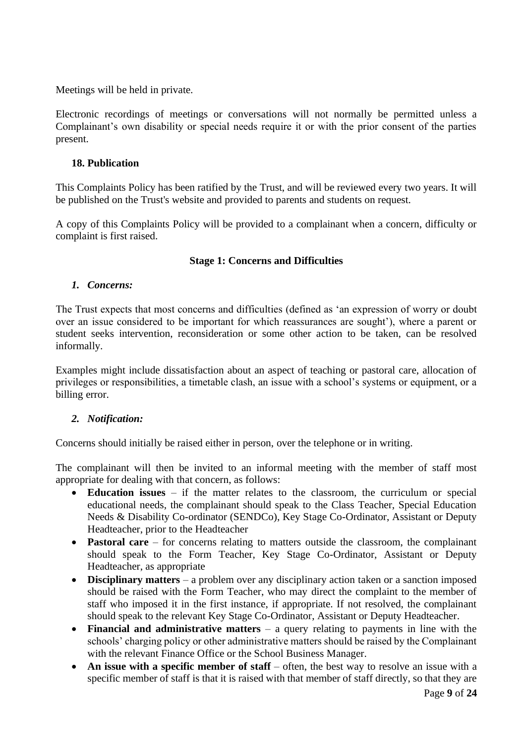Meetings will be held in private.

Electronic recordings of meetings or conversations will not normally be permitted unless a Complainant's own disability or special needs require it or with the prior consent of the parties present.

### 18. Publication

This Complaints Policy has been ratified by the Trust, and will be reviewed every two years. It will be published on the Trust's website and provided to parents and students on request.

A copy of this Complaints Policy will be provided to a complainant when a concern, difficulty or complaint is first raised.

## Stage 1: Concerns and Difficulties

### *1. Concerns:*

The Trust expects that most concerns and difficulties (defined as 'an expression of worry or doubt over an issue considered to be important for which reassurances are sought'), where a parent or student seeks intervention, reconsideration or some other action to be taken, can be resolved informally.

Examples might include dissatisfaction about an aspect of teaching or pastoral care, allocation of privileges or responsibilities, a timetable clash, an issue with a school's systems or equipment, or a billing error.

### *2. Notification:*

Concerns should initially be raised either in person, over the telephone or in writing.

The complainant will then be invited to an informal meeting with the member of staff most appropriate for dealing with that concern, as follows:

- **Education issues** – if the matter relates to the classroom, the curriculum or special educational needs, the complainant should speak to the Class Teacher, Special Education Needs & Disability Co-ordinator (SENDCo), Key Stage Co-Ordinator, Assistant or Deputy Headteacher, prior to the Headteacher
- **Pastoral care** – for concerns relating to matters outside the classroom, the complainant should speak to the Form Teacher, Key Stage Co-Ordinator, Assistant or Deputy Headteacher, as appropriate
- **Disciplinary matters** – a problem over any disciplinary action taken or a sanction imposed should be raised with the Form Teacher, who may direct the complaint to the member of staff who imposed it in the first instance, if appropriate. If not resolved, the complainant should speak to the relevant Key Stage Co-Ordinator, Assistant or Deputy Headteacher.
- **Financial and administrative matters** – a query relating to payments in line with the schools' charging policy or other administrative matters should be raised by the Complainant with the relevant Finance Office or the School Business Manager.
- **An issue with a specific member of staff** – often, the best way to resolve an issue with a specific member of staff is that it is raised with that member of staff directly, so that they are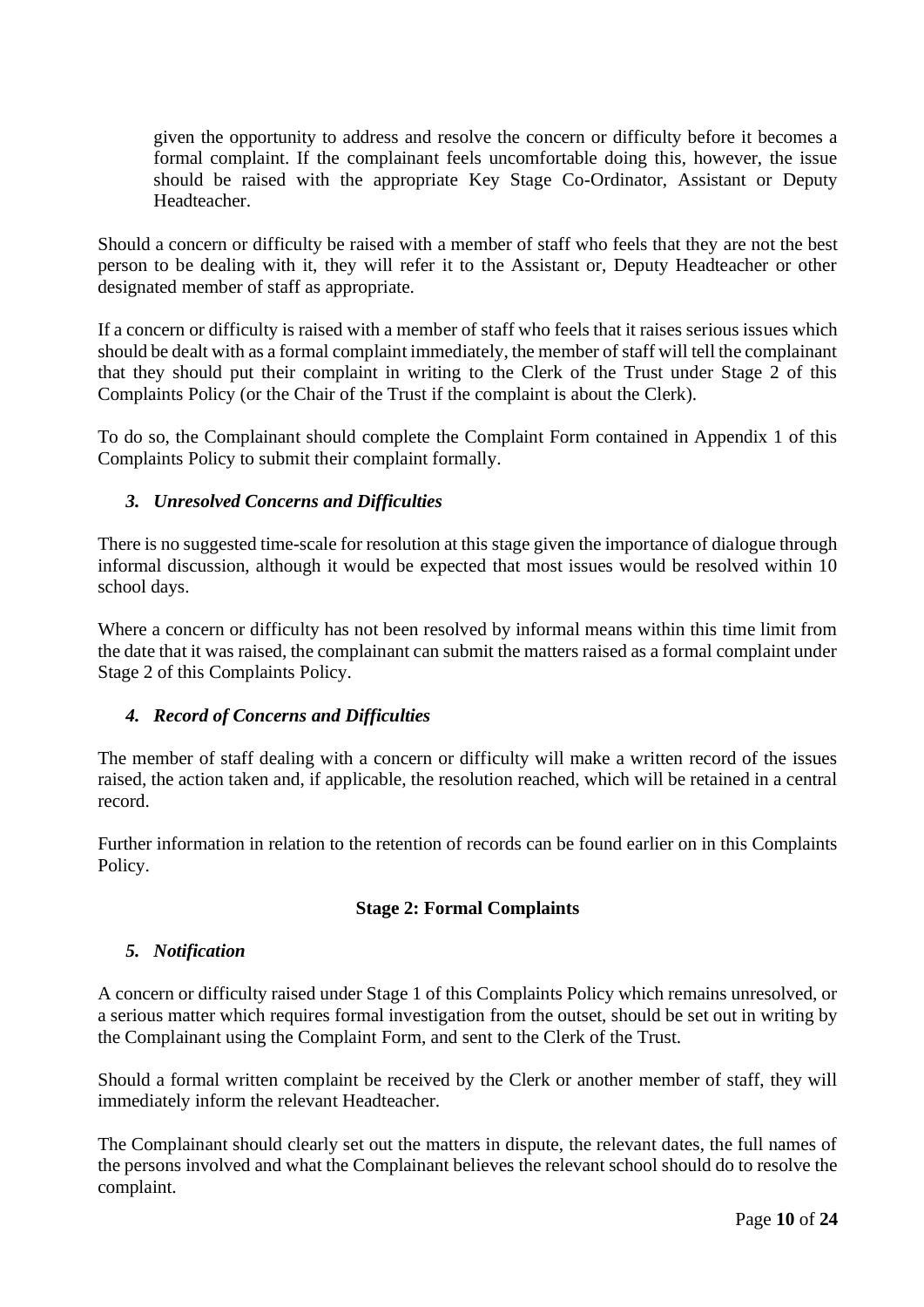given the opportunity to address and resolve the concern or difficulty before it becomes a formal complaint. If the complainant feels uncomfortable doing this, however, the issue should be raised with the appropriate Key Stage Co-Ordinator, Assistant or Deputy Headteacher.

Should a concern or difficulty be raised with a member of staff who feels that they are not the best person to be dealing with it, they will refer it to the Assistant or, Deputy Headteacher or other designated member of staff as appropriate.

If a concern or difficulty is raised with a member of staff who feels that it raises serious issues which should be dealt with as a formal complaint immediately, the member of staff will tell the complainant that they should put their complaint in writing to the Clerk of the Trust under Stage 2 of this Complaints Policy (or the Chair of the Trust if the complaint is about the Clerk).

To do so, the Complainant should complete the Complaint Form contained in Appendix 1 of this Complaints Policy to submit their complaint formally.

### *3. Unresolved Concerns and Difficulties*

There is no suggested time-scale for resolution at this stage given the importance of dialogue through informal discussion, although it would be expected that most issues would be resolved within 10 school days.

Where a concern or difficulty has not been resolved by informal means within this time limit from the date that it was raised, the complainant can submit the matters raised as a formal complaint under Stage 2 of this Complaints Policy.

### *4. Record of Concerns and Difficulties*

The member of staff dealing with a concern or difficulty will make a written record of the issues raised, the action taken and, if applicable, the resolution reached, which will be retained in a central record.

Further information in relation to the retention of records can be found earlier on in this Complaints Policy.

## Stage 2: Formal Complaints

### *5. Notification*

A concern or difficulty raised under Stage 1 of this Complaints Policy which remains unresolved, or a serious matter which requires formal investigation from the outset, should be set out in writing by the Complainant using the Complaint Form, and sent to the Clerk of the Trust.

Should a formal written complaint be received by the Clerk or another member of staff, they will immediately inform the relevant Headteacher.

The Complainant should clearly set out the matters in dispute, the relevant dates, the full names of the persons involved and what the Complainant believes the relevant school should do to resolve the complaint.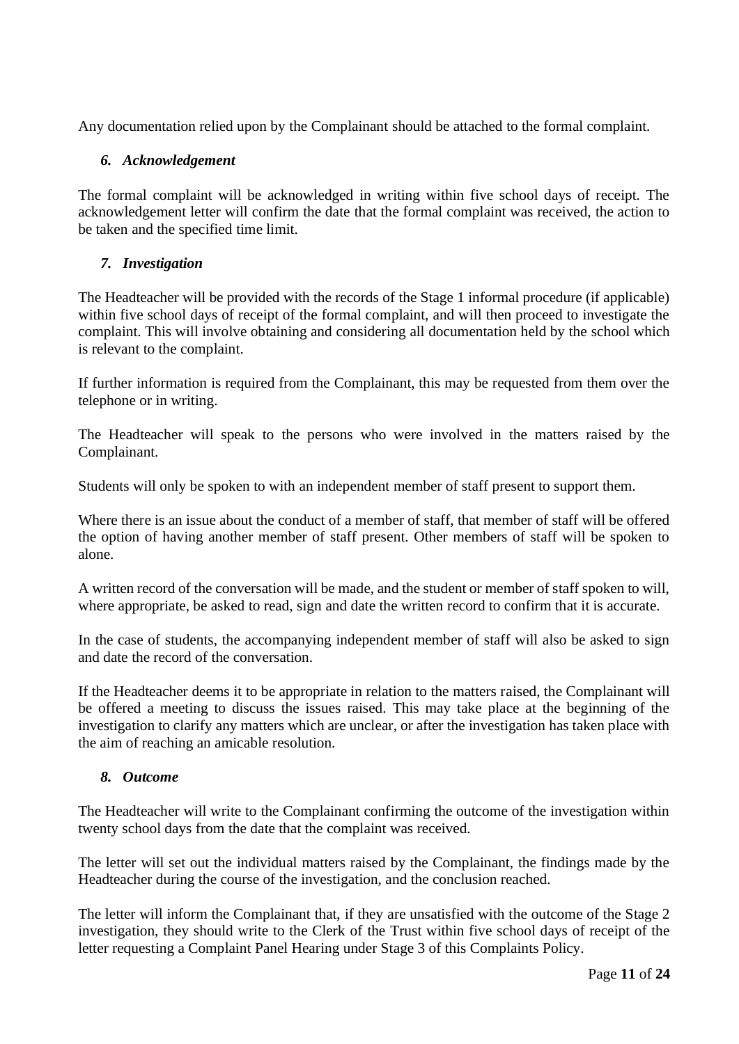Any documentation relied upon by the Complainant should be attached to the formal complaint.

### *6. Acknowledgement*

The formal complaint will be acknowledged in writing within five school days of receipt. The acknowledgement letter will confirm the date that the formal complaint was received, the action to be taken and the specified time limit.

### *7. Investigation*

The Headteacher will be provided with the records of the Stage 1 informal procedure (if applicable) within five school days of receipt of the formal complaint, and will then proceed to investigate the complaint. This will involve obtaining and considering all documentation held by the school which is relevant to the complaint.

If further information is required from the Complainant, this may be requested from them over the telephone or in writing.

The Headteacher will speak to the persons who were involved in the matters raised by the Complainant.

Students will only be spoken to with an independent member of staff present to support them.

Where there is an issue about the conduct of a member of staff, that member of staff will be offered the option of having another member of staff present. Other members of staff will be spoken to alone.

A written record of the conversation will be made, and the student or member of staff spoken to will, where appropriate, be asked to read, sign and date the written record to confirm that it is accurate.

In the case of students, the accompanying independent member of staff will also be asked to sign and date the record of the conversation.

If the Headteacher deems it to be appropriate in relation to the matters raised, the Complainant will be offered a meeting to discuss the issues raised. This may take place at the beginning of the investigation to clarify any matters which are unclear, or after the investigation has taken place with the aim of reaching an amicable resolution.

### *8. Outcome*

The Headteacher will write to the Complainant confirming the outcome of the investigation within twenty school days from the date that the complaint was received.

The letter will set out the individual matters raised by the Complainant, the findings made by the Headteacher during the course of the investigation, and the conclusion reached.

The letter will inform the Complainant that, if they are unsatisfied with the outcome of the Stage 2 investigation, they should write to the Clerk of the Trust within five school days of receipt of the letter requesting a Complaint Panel Hearing under Stage 3 of this Complaints Policy.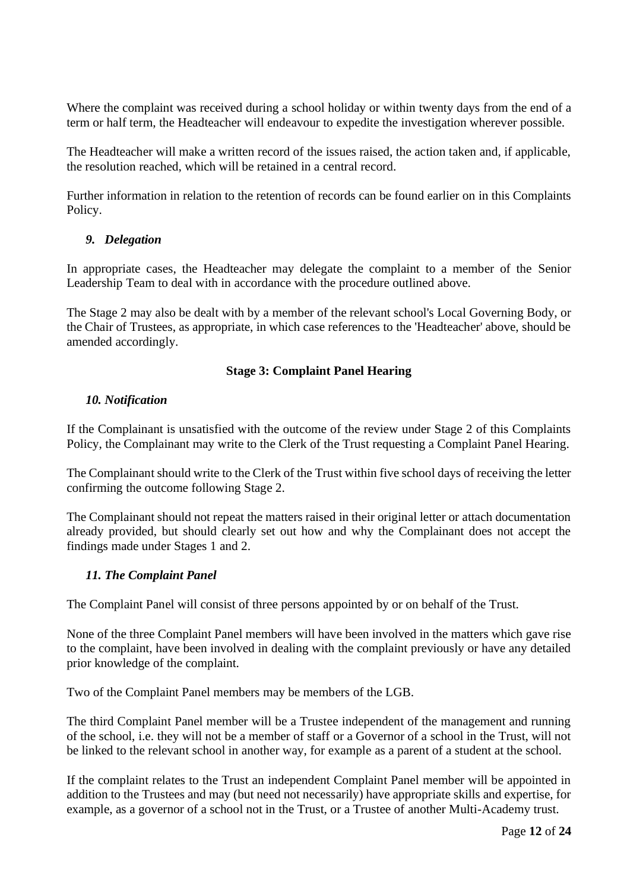Where the complaint was received during a school holiday or within twenty days from the end of a term or half term, the Headteacher will endeavour to expedite the investigation wherever possible.

The Headteacher will make a written record of the issues raised, the action taken and, if applicable, the resolution reached, which will be retained in a central record.

Further information in relation to the retention of records can be found earlier on in this Complaints Policy.

### *9. Delegation*

In appropriate cases, the Headteacher may delegate the complaint to a member of the Senior Leadership Team to deal with in accordance with the procedure outlined above.

The Stage 2 may also be dealt with by a member of the relevant school's Local Governing Body, or the Chair of Trustees, as appropriate, in which case references to the 'Headteacher' above, should be amended accordingly.

## Stage 3: Complaint Panel Hearing

### *10. Notification*

If the Complainant is unsatisfied with the outcome of the review under Stage 2 of this Complaints Policy, the Complainant may write to the Clerk of the Trust requesting a Complaint Panel Hearing.

The Complainant should write to the Clerk of the Trust within five school days of receiving the letter confirming the outcome following Stage 2.

The Complainant should not repeat the matters raised in their original letter or attach documentation already provided, but should clearly set out how and why the Complainant does not accept the findings made under Stages 1 and 2.

### *11. The Complaint Panel*

The Complaint Panel will consist of three persons appointed by or on behalf of the Trust.

None of the three Complaint Panel members will have been involved in the matters which gave rise to the complaint, have been involved in dealing with the complaint previously or have any detailed prior knowledge of the complaint.

Two of the Complaint Panel members may be members of the LGB.

The third Complaint Panel member will be a Trustee independent of the management and running of the school, i.e. they will not be a member of staff or a Governor of a school in the Trust, will not be linked to the relevant school in another way, for example as a parent of a student at the school.

If the complaint relates to the Trust an independent Complaint Panel member will be appointed in addition to the Trustees and may (but need not necessarily) have appropriate skills and expertise, for example, as a governor of a school not in the Trust, or a Trustee of another Multi-Academy trust.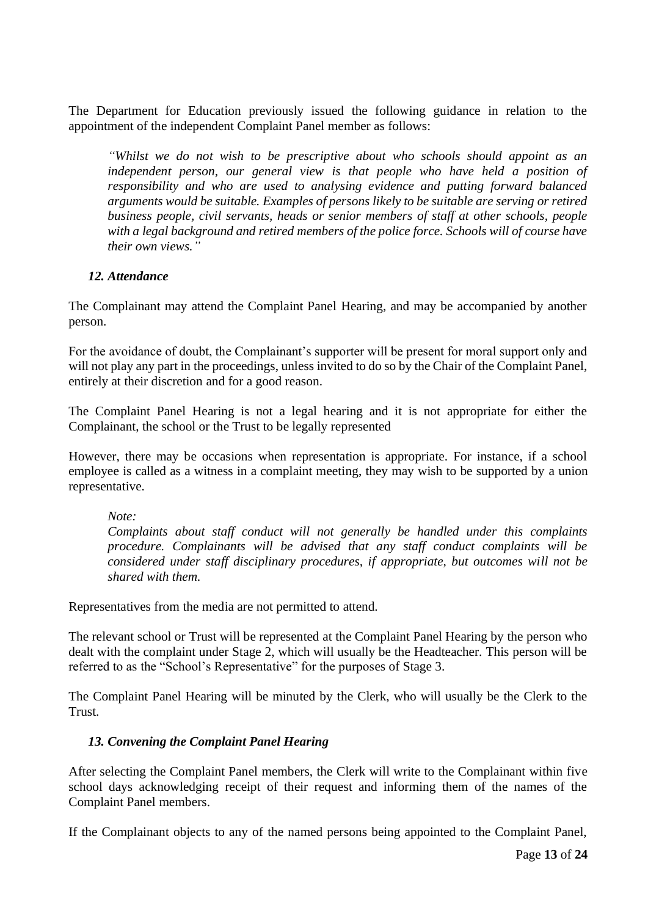The Department for Education previously issued the following guidance in relation to the appointment of the independent Complaint Panel member as follows:

> *"Whilst we do not wish to be prescriptive about who schools should appoint as an independent person, our general view is that people who have held a position of responsibility and who are used to analysing evidence and putting forward balanced arguments would be suitable. Examples of persons likely to be suitable are serving or retired business people, civil servants, heads or senior members of staff at other schools, people with a legal background and retired members of the police force. Schools will of course have their own views."*

### *12. Attendance*

The Complainant may attend the Complaint Panel Hearing, and may be accompanied by another person.

For the avoidance of doubt, the Complainant's supporter will be present for moral support only and will not play any part in the proceedings, unless invited to do so by the Chair of the Complaint Panel, entirely at their discretion and for a good reason.

The Complaint Panel Hearing is not a legal hearing and it is not appropriate for either the Complainant, the school or the Trust to be legally represented

However, there may be occasions when representation is appropriate. For instance, if a school employee is called as a witness in a complaint meeting, they may wish to be supported by a union representative.

> *Note:*
> *Complaints about staff conduct will not generally be handled under this complaints procedure. Complainants will be advised that any staff conduct complaints will be considered under staff disciplinary procedures, if appropriate, but outcomes will not be shared with them.*

Representatives from the media are not permitted to attend.

The relevant school or Trust will be represented at the Complaint Panel Hearing by the person who dealt with the complaint under Stage 2, which will usually be the Headteacher. This person will be referred to as the "School's Representative" for the purposes of Stage 3.

The Complaint Panel Hearing will be minuted by the Clerk, who will usually be the Clerk to the Trust.

### *13. Convening the Complaint Panel Hearing*

After selecting the Complaint Panel members, the Clerk will write to the Complainant within five school days acknowledging receipt of their request and informing them of the names of the Complaint Panel members.

If the Complainant objects to any of the named persons being appointed to the Complaint Panel,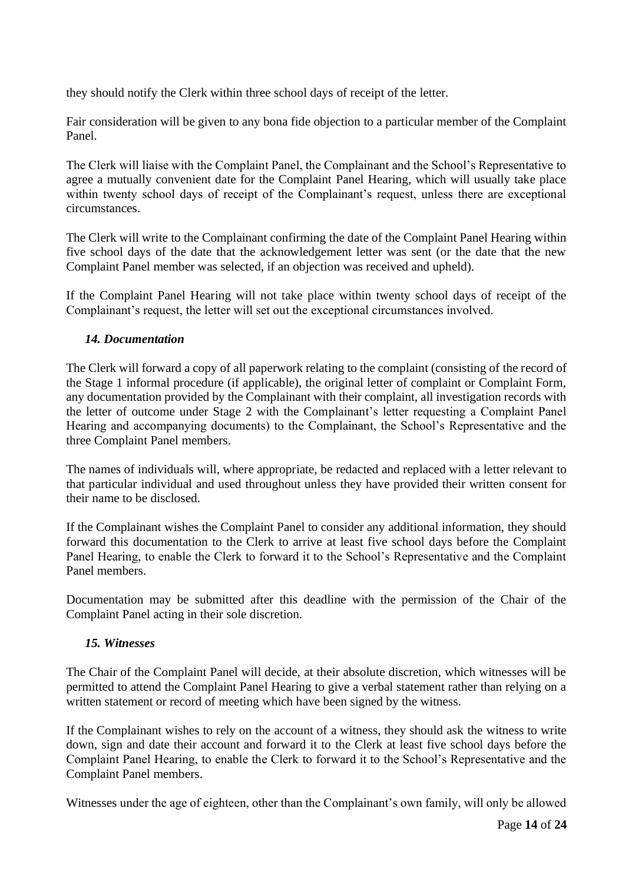they should notify the Clerk within three school days of receipt of the letter.

Fair consideration will be given to any bona fide objection to a particular member of the Complaint Panel.

The Clerk will liaise with the Complaint Panel, the Complainant and the School's Representative to agree a mutually convenient date for the Complaint Panel Hearing, which will usually take place within twenty school days of receipt of the Complainant's request, unless there are exceptional circumstances.

The Clerk will write to the Complainant confirming the date of the Complaint Panel Hearing within five school days of the date that the acknowledgement letter was sent (or the date that the new Complaint Panel member was selected, if an objection was received and upheld).

If the Complaint Panel Hearing will not take place within twenty school days of receipt of the Complainant's request, the letter will set out the exceptional circumstances involved.

### *14. Documentation*

The Clerk will forward a copy of all paperwork relating to the complaint (consisting of the record of the Stage 1 informal procedure (if applicable), the original letter of complaint or Complaint Form, any documentation provided by the Complainant with their complaint, all investigation records with the letter of outcome under Stage 2 with the Complainant's letter requesting a Complaint Panel Hearing and accompanying documents) to the Complainant, the School's Representative and the three Complaint Panel members.

The names of individuals will, where appropriate, be redacted and replaced with a letter relevant to that particular individual and used throughout unless they have provided their written consent for their name to be disclosed.

If the Complainant wishes the Complaint Panel to consider any additional information, they should forward this documentation to the Clerk to arrive at least five school days before the Complaint Panel Hearing, to enable the Clerk to forward it to the School's Representative and the Complaint Panel members.

Documentation may be submitted after this deadline with the permission of the Chair of the Complaint Panel acting in their sole discretion.

### *15. Witnesses*

The Chair of the Complaint Panel will decide, at their absolute discretion, which witnesses will be permitted to attend the Complaint Panel Hearing to give a verbal statement rather than relying on a written statement or record of meeting which have been signed by the witness.

If the Complainant wishes to rely on the account of a witness, they should ask the witness to write down, sign and date their account and forward it to the Clerk at least five school days before the Complaint Panel Hearing, to enable the Clerk to forward it to the School's Representative and the Complaint Panel members.

Witnesses under the age of eighteen, other than the Complainant's own family, will only be allowed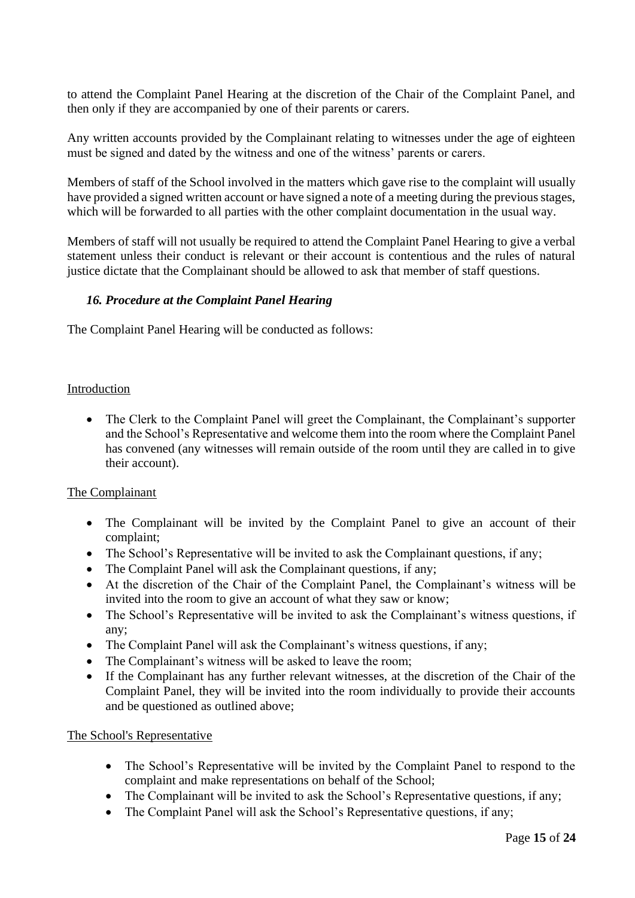to attend the Complaint Panel Hearing at the discretion of the Chair of the Complaint Panel, and then only if they are accompanied by one of their parents or carers.

Any written accounts provided by the Complainant relating to witnesses under the age of eighteen must be signed and dated by the witness and one of the witness' parents or carers.

Members of staff of the School involved in the matters which gave rise to the complaint will usually have provided a signed written account or have signed a note of a meeting during the previous stages, which will be forwarded to all parties with the other complaint documentation in the usual way.

Members of staff will not usually be required to attend the Complaint Panel Hearing to give a verbal statement unless their conduct is relevant or their account is contentious and the rules of natural justice dictate that the Complainant should be allowed to ask that member of staff questions.

### *16. Procedure at the Complaint Panel Hearing*

The Complaint Panel Hearing will be conducted as follows:

Introduction

- The Clerk to the Complaint Panel will greet the Complainant, the Complainant's supporter and the School's Representative and welcome them into the room where the Complaint Panel has convened (any witnesses will remain outside of the room until they are called in to give their account).

The Complainant

- The Complainant will be invited by the Complaint Panel to give an account of their complaint;
- The School's Representative will be invited to ask the Complainant questions, if any;
- The Complaint Panel will ask the Complainant questions, if any;
- At the discretion of the Chair of the Complaint Panel, the Complainant's witness will be invited into the room to give an account of what they saw or know;
- The School's Representative will be invited to ask the Complainant's witness questions, if any;
- The Complaint Panel will ask the Complainant's witness questions, if any;
- The Complainant's witness will be asked to leave the room;
- If the Complainant has any further relevant witnesses, at the discretion of the Chair of the Complaint Panel, they will be invited into the room individually to provide their accounts and be questioned as outlined above;

The School's Representative

- The School's Representative will be invited by the Complaint Panel to respond to the complaint and make representations on behalf of the School;
- The Complainant will be invited to ask the School's Representative questions, if any;
- The Complaint Panel will ask the School's Representative questions, if any;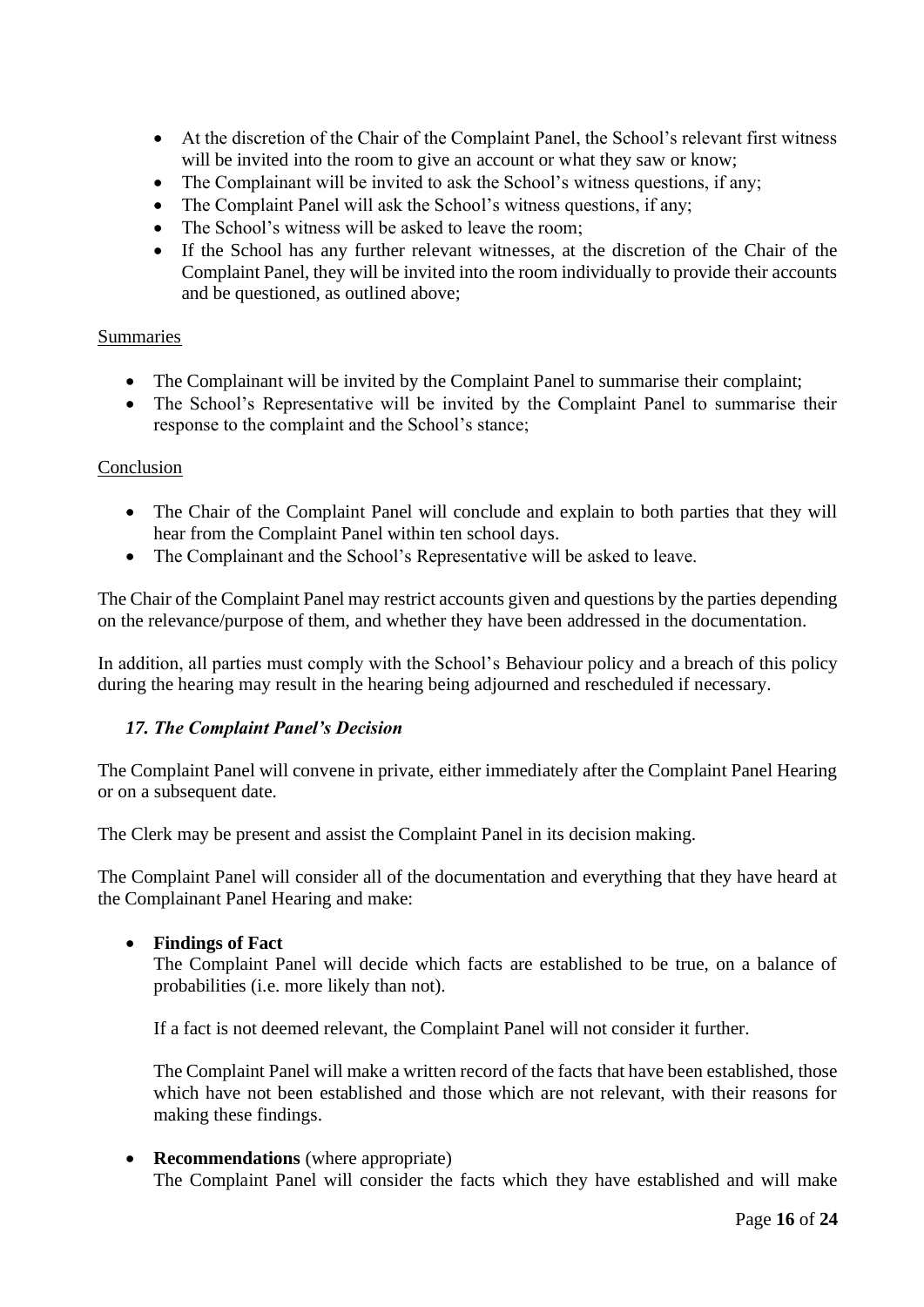- At the discretion of the Chair of the Complaint Panel, the School's relevant first witness will be invited into the room to give an account or what they saw or know;
- The Complainant will be invited to ask the School's witness questions, if any;
- The Complaint Panel will ask the School's witness questions, if any;
- The School's witness will be asked to leave the room;
- If the School has any further relevant witnesses, at the discretion of the Chair of the Complaint Panel, they will be invited into the room individually to provide their accounts and be questioned, as outlined above;

Summaries

- The Complainant will be invited by the Complaint Panel to summarise their complaint;
- The School's Representative will be invited by the Complaint Panel to summarise their response to the complaint and the School's stance;

Conclusion

- The Chair of the Complaint Panel will conclude and explain to both parties that they will hear from the Complaint Panel within ten school days.
- The Complainant and the School's Representative will be asked to leave.

The Chair of the Complaint Panel may restrict accounts given and questions by the parties depending on the relevance/purpose of them, and whether they have been addressed in the documentation.

In addition, all parties must comply with the School's Behaviour policy and a breach of this policy during the hearing may result in the hearing being adjourned and rescheduled if necessary.

### *17. The Complaint Panel's Decision*

The Complaint Panel will convene in private, either immediately after the Complaint Panel Hearing or on a subsequent date.

The Clerk may be present and assist the Complaint Panel in its decision making.

The Complaint Panel will consider all of the documentation and everything that they have heard at the Complainant Panel Hearing and make:

- **Findings of Fact**

  The Complaint Panel will decide which facts are established to be true, on a balance of probabilities (i.e. more likely than not).

  If a fact is not deemed relevant, the Complaint Panel will not consider it further.

  The Complaint Panel will make a written record of the facts that have been established, those which have not been established and those which are not relevant, with their reasons for making these findings.

- **Recommendations** (where appropriate)

  The Complaint Panel will consider the facts which they have established and will make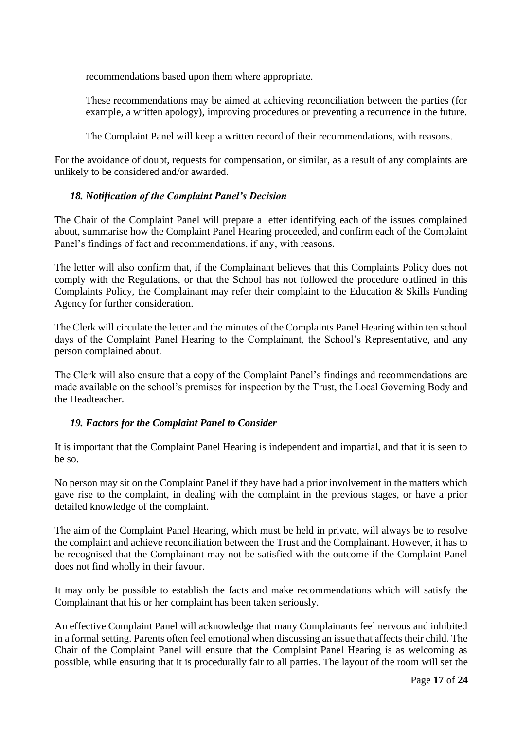recommendations based upon them where appropriate.

These recommendations may be aimed at achieving reconciliation between the parties (for example, a written apology), improving procedures or preventing a recurrence in the future.

The Complaint Panel will keep a written record of their recommendations, with reasons.

For the avoidance of doubt, requests for compensation, or similar, as a result of any complaints are unlikely to be considered and/or awarded.

### *18. Notification of the Complaint Panel's Decision*

The Chair of the Complaint Panel will prepare a letter identifying each of the issues complained about, summarise how the Complaint Panel Hearing proceeded, and confirm each of the Complaint Panel's findings of fact and recommendations, if any, with reasons.

The letter will also confirm that, if the Complainant believes that this Complaints Policy does not comply with the Regulations, or that the School has not followed the procedure outlined in this Complaints Policy, the Complainant may refer their complaint to the Education & Skills Funding Agency for further consideration.

The Clerk will circulate the letter and the minutes of the Complaints Panel Hearing within ten school days of the Complaint Panel Hearing to the Complainant, the School's Representative, and any person complained about.

The Clerk will also ensure that a copy of the Complaint Panel's findings and recommendations are made available on the school's premises for inspection by the Trust, the Local Governing Body and the Headteacher.

### *19. Factors for the Complaint Panel to Consider*

It is important that the Complaint Panel Hearing is independent and impartial, and that it is seen to be so.

No person may sit on the Complaint Panel if they have had a prior involvement in the matters which gave rise to the complaint, in dealing with the complaint in the previous stages, or have a prior detailed knowledge of the complaint.

The aim of the Complaint Panel Hearing, which must be held in private, will always be to resolve the complaint and achieve reconciliation between the Trust and the Complainant. However, it has to be recognised that the Complainant may not be satisfied with the outcome if the Complaint Panel does not find wholly in their favour.

It may only be possible to establish the facts and make recommendations which will satisfy the Complainant that his or her complaint has been taken seriously.

An effective Complaint Panel will acknowledge that many Complainants feel nervous and inhibited in a formal setting. Parents often feel emotional when discussing an issue that affects their child. The Chair of the Complaint Panel will ensure that the Complaint Panel Hearing is as welcoming as possible, while ensuring that it is procedurally fair to all parties. The layout of the room will set the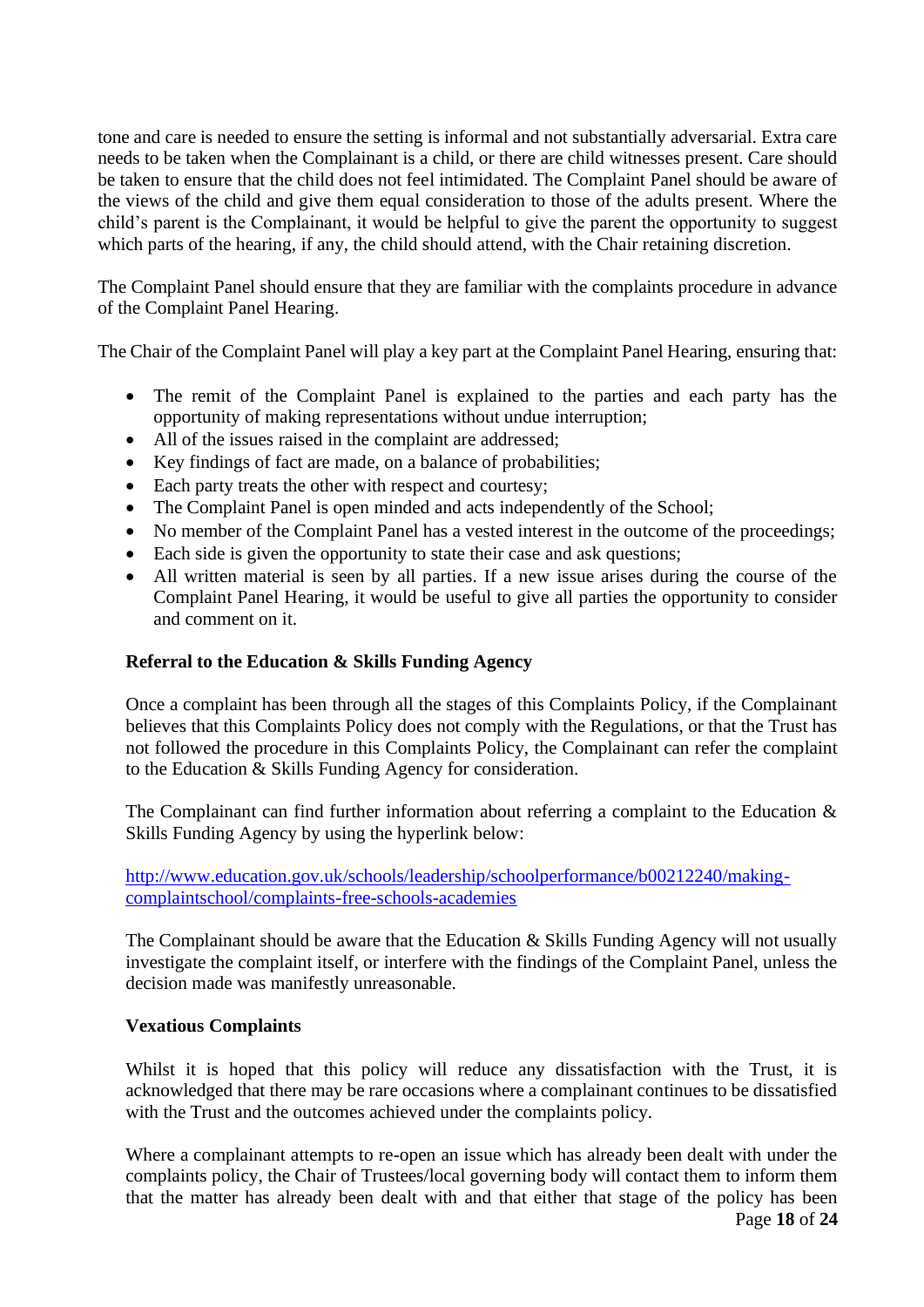tone and care is needed to ensure the setting is informal and not substantially adversarial. Extra care needs to be taken when the Complainant is a child, or there are child witnesses present. Care should be taken to ensure that the child does not feel intimidated. The Complaint Panel should be aware of the views of the child and give them equal consideration to those of the adults present. Where the child's parent is the Complainant, it would be helpful to give the parent the opportunity to suggest which parts of the hearing, if any, the child should attend, with the Chair retaining discretion.

The Complaint Panel should ensure that they are familiar with the complaints procedure in advance of the Complaint Panel Hearing.

The Chair of the Complaint Panel will play a key part at the Complaint Panel Hearing, ensuring that:

- The remit of the Complaint Panel is explained to the parties and each party has the opportunity of making representations without undue interruption;
- All of the issues raised in the complaint are addressed;
- Key findings of fact are made, on a balance of probabilities;
- Each party treats the other with respect and courtesy;
- The Complaint Panel is open minded and acts independently of the School;
- No member of the Complaint Panel has a vested interest in the outcome of the proceedings;
- Each side is given the opportunity to state their case and ask questions;
- All written material is seen by all parties. If a new issue arises during the course of the Complaint Panel Hearing, it would be useful to give all parties the opportunity to consider and comment on it.

**Referral to the Education & Skills Funding Agency**

Once a complaint has been through all the stages of this Complaints Policy, if the Complainant believes that this Complaints Policy does not comply with the Regulations, or that the Trust has not followed the procedure in this Complaints Policy, the Complainant can refer the complaint to the Education & Skills Funding Agency for consideration.

The Complainant can find further information about referring a complaint to the Education & Skills Funding Agency by using the hyperlink below:

[http://www.education.gov.uk/schools/leadership/schoolperformance/b00212240/making-complaintschool/complaints-free-schools-academies](http://www.education.gov.uk/schools/leadership/schoolperformance/b00212240/making-complaintschool/complaints-free-schools-academies)

The Complainant should be aware that the Education & Skills Funding Agency will not usually investigate the complaint itself, or interfere with the findings of the Complaint Panel, unless the decision made was manifestly unreasonable.

**Vexatious Complaints**

Whilst it is hoped that this policy will reduce any dissatisfaction with the Trust, it is acknowledged that there may be rare occasions where a complainant continues to be dissatisfied with the Trust and the outcomes achieved under the complaints policy.

Where a complainant attempts to re-open an issue which has already been dealt with under the complaints policy, the Chair of Trustees/local governing body will contact them to inform them that the matter has already been dealt with and that either that stage of the policy has been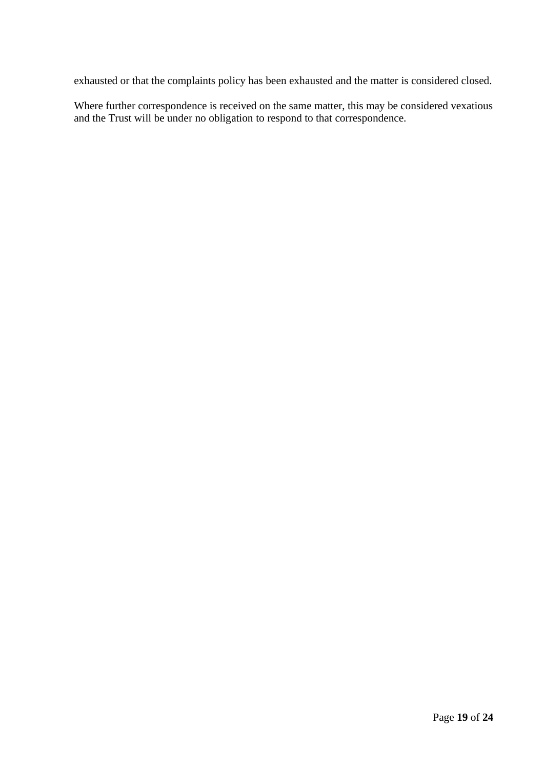exhausted or that the complaints policy has been exhausted and the matter is considered closed.

Where further correspondence is received on the same matter, this may be considered vexatious and the Trust will be under no obligation to respond to that correspondence.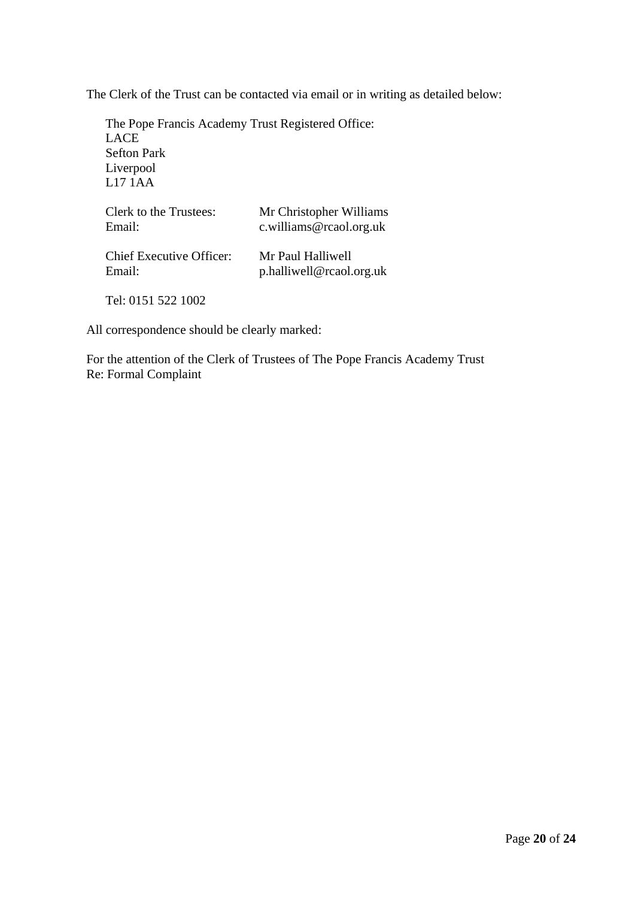The Clerk of the Trust can be contacted via email or in writing as detailed below:

The Pope Francis Academy Trust Registered Office:
LACE
Sefton Park
Liverpool
L17 1AA

| | |
|---|---|
| Clerk to the Trustees: | Mr Christopher Williams |
| Email: | c.williams@rcaol.org.uk |
| | |
| Chief Executive Officer: | Mr Paul Halliwell |
| Email: | p.halliwell@rcaol.org.uk |

Tel: 0151 522 1002

All correspondence should be clearly marked:

For the attention of the Clerk of Trustees of The Pope Francis Academy Trust
Re: Formal Complaint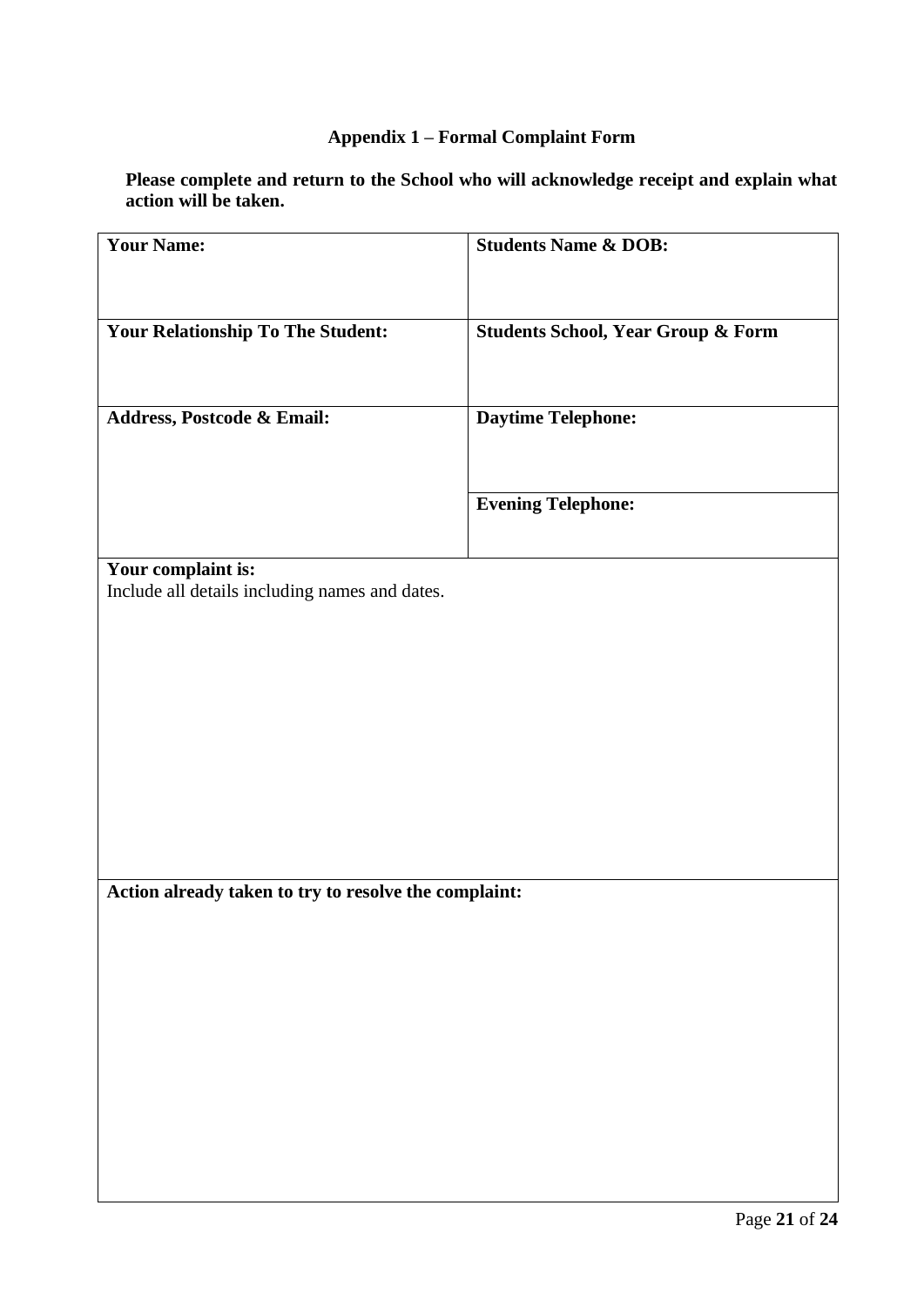### Appendix 1 – Formal Complaint Form

**Please complete and return to the School who will acknowledge receipt and explain what action will be taken.**

| | |
|---|---|
| **Your Name:** | **Students Name & DOB:** |
| **Your Relationship To The Student:** | **Students School, Year Group & Form** |
| **Address, Postcode & Email:** | **Daytime Telephone:** |
| | **Evening Telephone:** |

**Your complaint is:**
Include all details including names and dates.

**Action already taken to try to resolve the complaint:**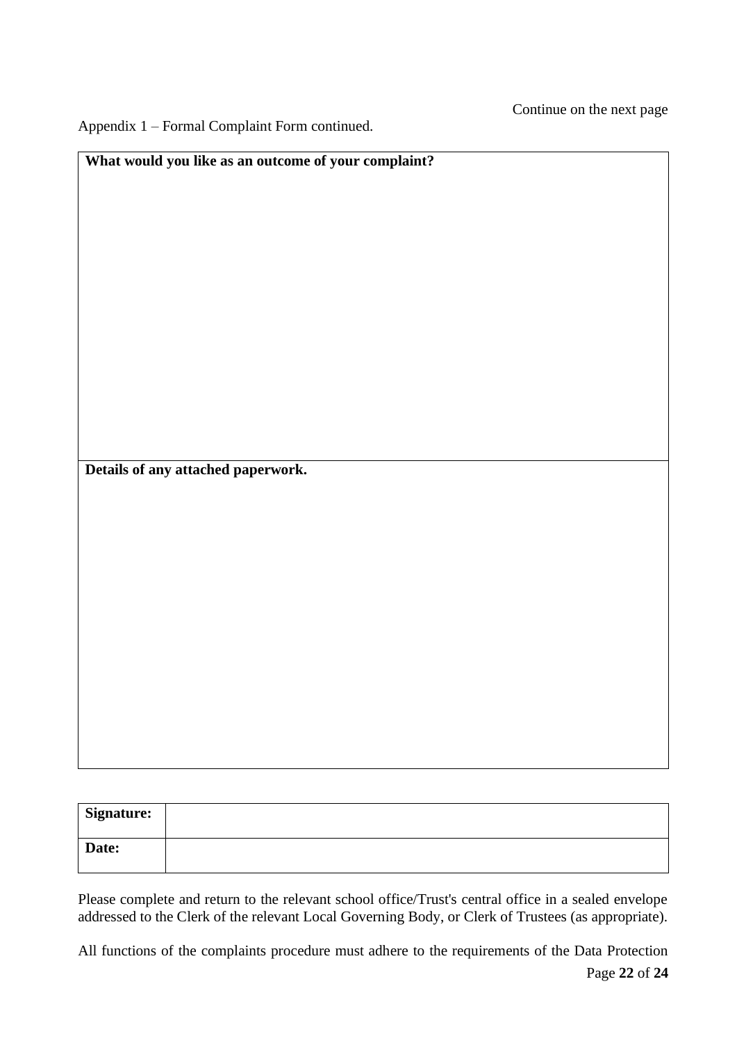Continue on the next page

Appendix 1 – Formal Complaint Form continued.

| **What would you like as an outcome of your complaint?** |
| --- |
| |
| **Details of any attached paperwork.** |
| |

| | |
| --- | --- |
| **Signature:** | |
| **Date:** | |

Please complete and return to the relevant school office/Trust's central office in a sealed envelope addressed to the Clerk of the relevant Local Governing Body, or Clerk of Trustees (as appropriate).

All functions of the complaints procedure must adhere to the requirements of the Data Protection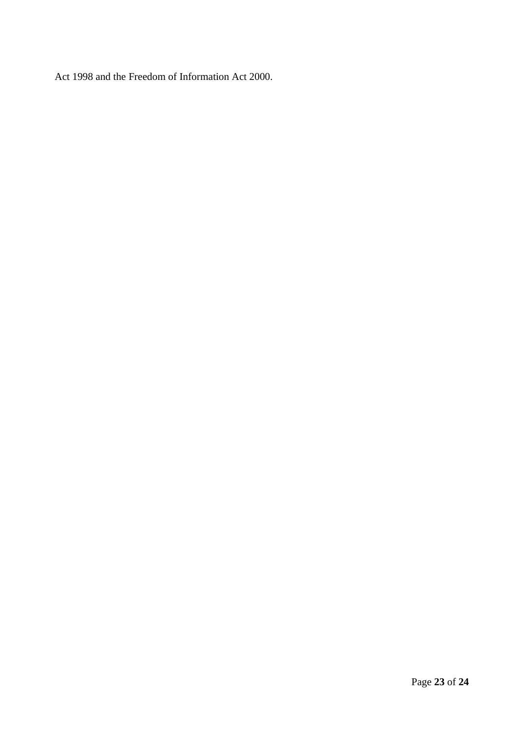Act 1998 and the Freedom of Information Act 2000.